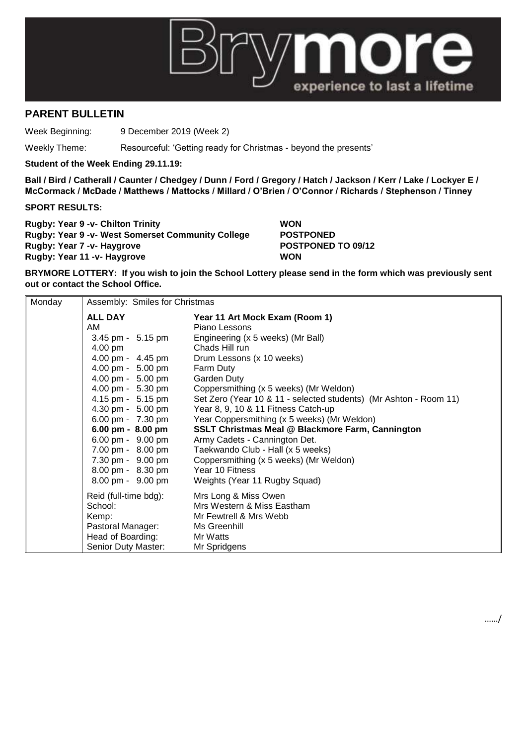## PARENT BULLETIN

Week Beginning: 9 December 2019 (Week 2)

Weekly Theme: Resourceful: 'Getting ready for Christmas - beyond the presents'

**Student of the Week Ending 29.11.19:**

**Ball / Bird / Catherall / Caunter / Chedgey / Dunn / Ford / Gregory / Hatch / Jackson / Kerr / Lake / Lockyer E / McCormack / McDade / Matthews / Mattocks / Millard / O'Brien / O'Connor / Richards / Stephenson / Tinney**

**SPORT RESULTS:**

| | |
|---|---|
| **Rugby: Year 9 -v- Chilton Trinity** | **WON** |
| **Rugby: Year 9 -v- West Somerset Community College** | **POSTPONED** |
| **Rugby: Year 7 -v- Haygrove** | **POSTPONED TO 09/12** |
| **Rugby: Year 11 -v- Haygrove** | **WON** |

**BRYMORE LOTTERY: If you wish to join the School Lottery please send in the form which was previously sent out or contact the School Office.**

| Monday | Assembly: Smiles for Christmas | |
|---|---|---|
| | **ALL DAY** | **Year 11 Art Mock Exam (Room 1)** |
| | AM | Piano Lessons |
| | 3.45 pm - 5.15 pm | Engineering (x 5 weeks) (Mr Ball) |
| | 4.00 pm | Chads Hill run |
| | 4.00 pm - 4.45 pm | Drum Lessons (x 10 weeks) |
| | 4.00 pm - 5.00 pm | Farm Duty |
| | 4.00 pm - 5.00 pm | Garden Duty |
| | 4.00 pm - 5.30 pm | Coppersmithing (x 5 weeks) (Mr Weldon) |
| | 4.15 pm - 5.15 pm | Set Zero (Year 10 & 11 - selected students) (Mr Ashton - Room 11) |
| | 4.30 pm - 5.00 pm | Year 8, 9, 10 & 11 Fitness Catch-up |
| | 6.00 pm - 7.30 pm | Year Coppersmithing (x 5 weeks) (Mr Weldon) |
| | **6.00 pm - 8.00 pm** | **SSLT Christmas Meal @ Blackmore Farm, Cannington** |
| | 6.00 pm - 9.00 pm | Army Cadets - Cannington Det. |
| | 7.00 pm - 8.00 pm | Taekwando Club - Hall (x 5 weeks) |
| | 7.30 pm - 9.00 pm | Coppersmithing (x 5 weeks) (Mr Weldon) |
| | 8.00 pm - 8.30 pm | Year 10 Fitness |
| | 8.00 pm - 9.00 pm | Weights (Year 11 Rugby Squad) |
| | Reid (full-time bdg): | Mrs Long & Miss Owen |
| | School: | Mrs Western & Miss Eastham |
| | Kemp: | Mr Fewtrell & Mrs Webb |
| | Pastoral Manager: | Ms Greenhill |
| | Head of Boarding: | Mr Watts |
| | Senior Duty Master: | Mr Spridgens |

……/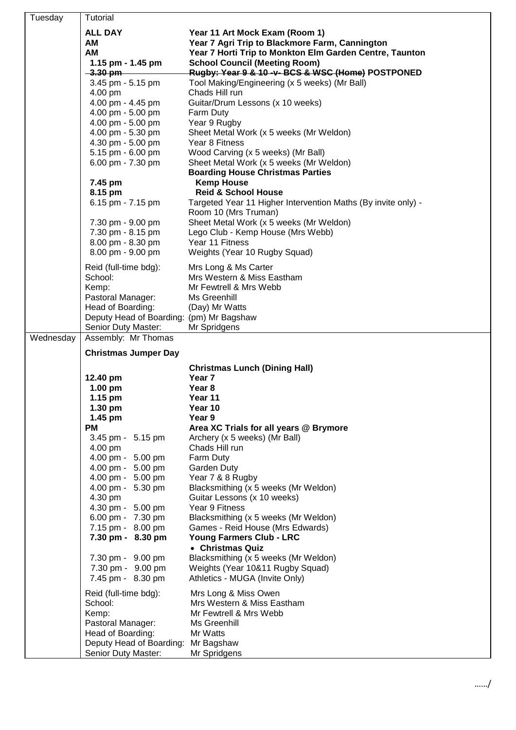| Day | Time | Event |
|---|---|---|
| Tuesday | Tutorial | |
| | **ALL DAY** | **Year 11 Art Mock Exam (Room 1)** |
| | **AM** | **Year 7 Agri Trip to Blackmore Farm, Cannington** |
| | **AM** | **Year 7 Horti Trip to Monkton Elm Garden Centre, Taunton** |
| | **1.15 pm - 1.45 pm** | **School Council (Meeting Room)** |
| | ~~**3.30 pm**~~ | ~~**Rugby: Year 9 & 10 -v- BCS & WSC (Home)**~~ **POSTPONED** |
| | 3.45 pm - 5.15 pm | Tool Making/Engineering (x 5 weeks) (Mr Ball) |
| | 4.00 pm | Chads Hill run |
| | 4.00 pm - 4.45 pm | Guitar/Drum Lessons (x 10 weeks) |
| | 4.00 pm - 5.00 pm | Farm Duty |
| | 4.00 pm - 5.00 pm | Year 9 Rugby |
| | 4.00 pm - 5.30 pm | Sheet Metal Work (x 5 weeks (Mr Weldon) |
| | 4.30 pm - 5.00 pm | Year 8 Fitness |
| | 5.15 pm - 6.00 pm | Wood Carving (x 5 weeks) (Mr Ball) |
| | 6.00 pm - 7.30 pm | Sheet Metal Work (x 5 weeks (Mr Weldon) |
| | | **Boarding House Christmas Parties** |
| | **7.45 pm** | **Kemp House** |
| | **8.15 pm** | **Reid & School House** |
| | 6.15 pm - 7.15 pm | Targeted Year 11 Higher Intervention Maths (By invite only) - Room 10 (Mrs Truman) |
| | 7.30 pm - 9.00 pm | Sheet Metal Work (x 5 weeks (Mr Weldon) |
| | 7.30 pm - 8.15 pm | Lego Club - Kemp House (Mrs Webb) |
| | 8.00 pm - 8.30 pm | Year 11 Fitness |
| | 8.00 pm - 9.00 pm | Weights (Year 10 Rugby Squad) |
| | Reid (full-time bdg): | Mrs Long & Ms Carter |
| | School: | Mrs Western & Miss Eastham |
| | Kemp: | Mr Fewtrell & Mrs Webb |
| | Pastoral Manager: | Ms Greenhill |
| | Head of Boarding: | (Day) Mr Watts |
| | Deputy Head of Boarding: | (pm) Mr Bagshaw |
| | Senior Duty Master: | Mr Spridgens |
| Wednesday | Assembly: Mr Thomas | |
| | **Christmas Jumper Day** | |
| | | **Christmas Lunch (Dining Hall)** |
| | **12.40 pm** | **Year 7** |
| | **1.00 pm** | **Year 8** |
| | **1.15 pm** | **Year 11** |
| | **1.30 pm** | **Year 10** |
| | **1.45 pm** | **Year 9** |
| | **PM** | **Area XC Trials for all years @ Brymore** |
| | 3.45 pm - 5.15 pm | Archery (x 5 weeks) (Mr Ball) |
| | 4.00 pm | Chads Hill run |
| | 4.00 pm - 5.00 pm | Farm Duty |
| | 4.00 pm - 5.00 pm | Garden Duty |
| | 4.00 pm - 5.00 pm | Year 7 & 8 Rugby |
| | 4.00 pm - 5.30 pm | Blacksmithing (x 5 weeks (Mr Weldon) |
| | 4.30 pm | Guitar Lessons (x 10 weeks) |
| | 4.30 pm - 5.00 pm | Year 9 Fitness |
| | 6.00 pm - 7.30 pm | Blacksmithing (x 5 weeks (Mr Weldon) |
| | 7.15 pm - 8.00 pm | Games - Reid House (Mrs Edwards) |
| | **7.30 pm - 8.30 pm** | **Young Farmers Club - LRC** • **Christmas Quiz** |
| | 7.30 pm - 9.00 pm | Blacksmithing (x 5 weeks (Mr Weldon) |
| | 7.30 pm - 9.00 pm | Weights (Year 10&11 Rugby Squad) |
| | 7.45 pm - 8.30 pm | Athletics - MUGA (Invite Only) |
| | Reid (full-time bdg): | Mrs Long & Miss Owen |
| | School: | Mrs Western & Miss Eastham |
| | Kemp: | Mr Fewtrell & Mrs Webb |
| | Pastoral Manager: | Ms Greenhill |
| | Head of Boarding: | Mr Watts |
| | Deputy Head of Boarding: | Mr Bagshaw |
| | Senior Duty Master: | Mr Spridgens |

……/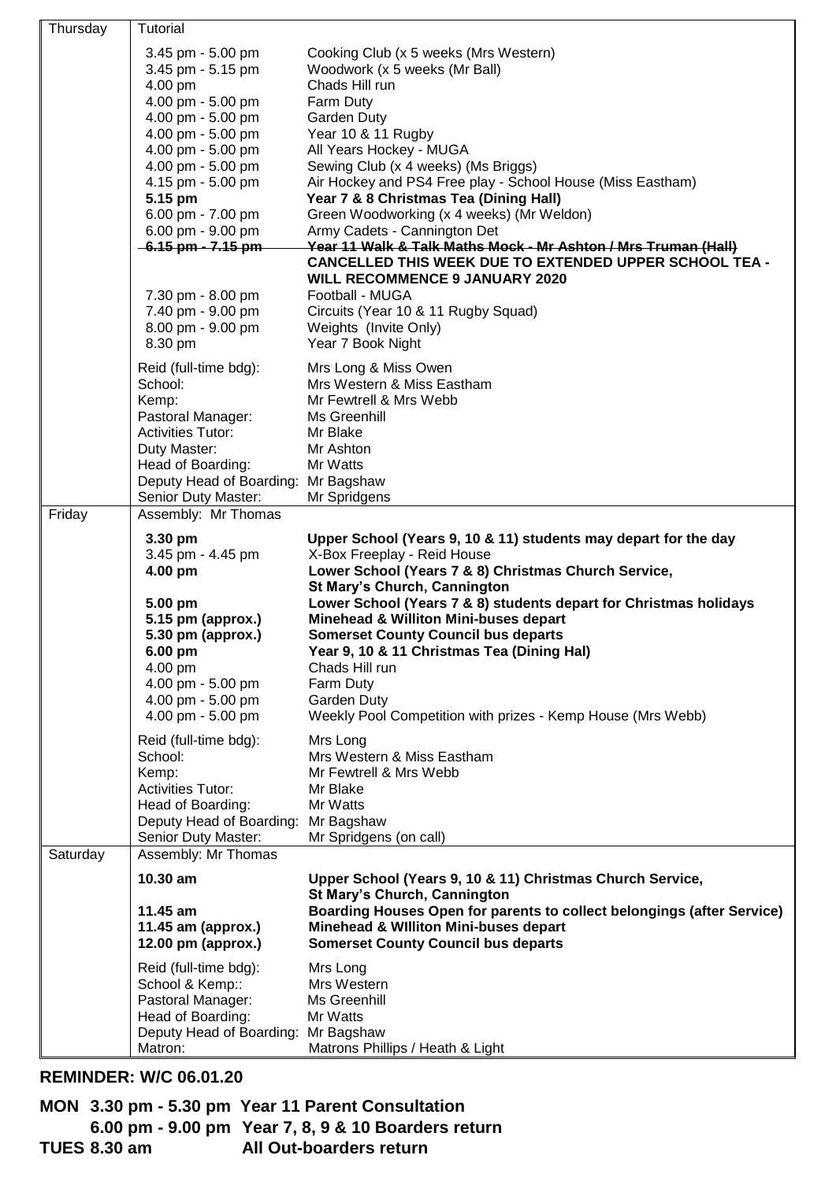| | | |
|---|---|---|
| Thursday | Tutorial | |
| | 3.45 pm - 5.00 pm | Cooking Club (x 5 weeks (Mrs Western) |
| | 3.45 pm - 5.15 pm | Woodwork (x 5 weeks (Mr Ball) |
| | 4.00 pm | Chads Hill run |
| | 4.00 pm - 5.00 pm | Farm Duty |
| | 4.00 pm - 5.00 pm | Garden Duty |
| | 4.00 pm - 5.00 pm | Year 10 & 11 Rugby |
| | 4.00 pm - 5.00 pm | All Years Hockey - MUGA |
| | 4.00 pm - 5.00 pm | Sewing Club (x 4 weeks) (Ms Briggs) |
| | 4.15 pm - 5.00 pm | Air Hockey and PS4 Free play - School House (Miss Eastham) |
| | **5.15 pm** | **Year 7 & 8 Christmas Tea (Dining Hall)** |
| | 6.00 pm - 7.00 pm | Green Woodworking (x 4 weeks) (Mr Weldon) |
| | 6.00 pm - 9.00 pm | Army Cadets - Cannington Det |
| | ~~6.15 pm - 7.15 pm~~ | ~~**Year 11 Walk & Talk Maths Mock - Mr Ashton / Mrs Truman (Hall)**~~ **CANCELLED THIS WEEK DUE TO EXTENDED UPPER SCHOOL TEA - WILL RECOMMENCE 9 JANUARY 2020** |
| | 7.30 pm - 8.00 pm | Football - MUGA |
| | 7.40 pm - 9.00 pm | Circuits (Year 10 & 11 Rugby Squad) |
| | 8.00 pm - 9.00 pm | Weights (Invite Only) |
| | 8.30 pm | Year 7 Book Night |
| | Reid (full-time bdg): | Mrs Long & Miss Owen |
| | School: | Mrs Western & Miss Eastham |
| | Kemp: | Mr Fewtrell & Mrs Webb |
| | Pastoral Manager: | Ms Greenhill |
| | Activities Tutor: | Mr Blake |
| | Duty Master: | Mr Ashton |
| | Head of Boarding: | Mr Watts |
| | Deputy Head of Boarding: | Mr Bagshaw |
| | Senior Duty Master: | Mr Spridgens |
| Friday | Assembly: Mr Thomas | |
| | **3.30 pm** | **Upper School (Years 9, 10 & 11) students may depart for the day** |
| | 3.45 pm - 4.45 pm | X-Box Freeplay - Reid House |
| | **4.00 pm** | **Lower School (Years 7 & 8) Christmas Church Service, St Mary's Church, Cannington** |
| | **5.00 pm** | **Lower School (Years 7 & 8) students depart for Christmas holidays** |
| | **5.15 pm (approx.)** | **Minehead & Williton Mini-buses depart** |
| | **5.30 pm (approx.)** | **Somerset County Council bus departs** |
| | **6.00 pm** | **Year 9, 10 & 11 Christmas Tea (Dining Hal)** |
| | 4.00 pm | Chads Hill run |
| | 4.00 pm - 5.00 pm | Farm Duty |
| | 4.00 pm - 5.00 pm | Garden Duty |
| | 4.00 pm - 5.00 pm | Weekly Pool Competition with prizes - Kemp House (Mrs Webb) |
| | Reid (full-time bdg): | Mrs Long |
| | School: | Mrs Western & Miss Eastham |
| | Kemp: | Mr Fewtrell & Mrs Webb |
| | Activities Tutor: | Mr Blake |
| | Head of Boarding: | Mr Watts |
| | Deputy Head of Boarding: | Mr Bagshaw |
| | Senior Duty Master: | Mr Spridgens (on call) |
| Saturday | Assembly: Mr Thomas | |
| | **10.30 am** | **Upper School (Years 9, 10 & 11) Christmas Church Service, St Mary's Church, Cannington** |
| | **11.45 am** | **Boarding Houses Open for parents to collect belongings (after Service)** |
| | **11.45 am (approx.)** | **Minehead & WIlliton Mini-buses depart** |
| | **12.00 pm (approx.)** | **Somerset County Council bus departs** |
| | Reid (full-time bdg): | Mrs Long |
| | School & Kemp:: | Mrs Western |
| | Pastoral Manager: | Ms Greenhill |
| | Head of Boarding: | Mr Watts |
| | Deputy Head of Boarding: | Mr Bagshaw |
| | Matron: | Matrons Phillips / Heath & Light |

**REMINDER: W/C 06.01.20**

**MON 3.30 pm - 5.30 pm Year 11 Parent Consultation**
**6.00 pm - 9.00 pm Year 7, 8, 9 & 10 Boarders return**
**TUES 8.30 am All Out-boarders return**